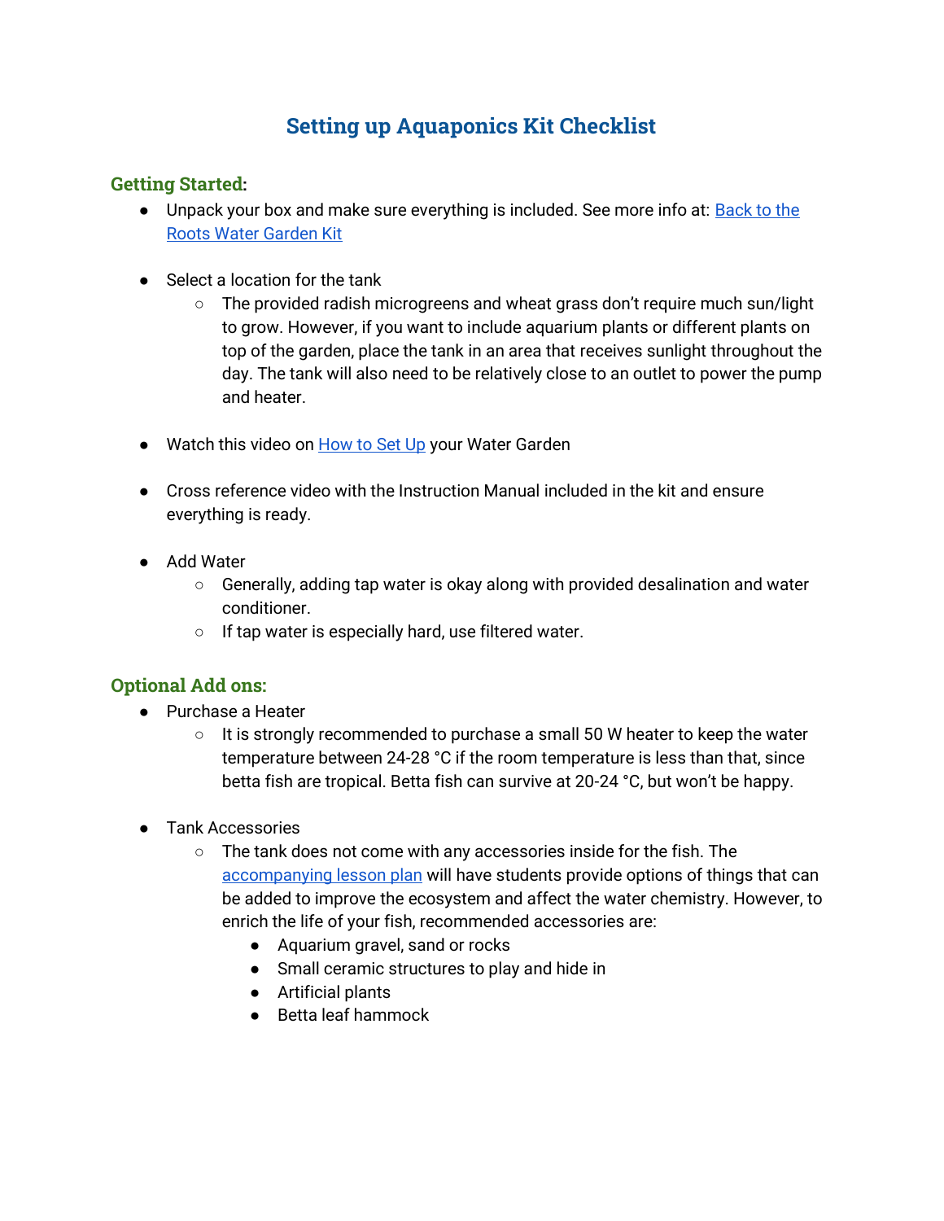# Setting up Aquaponics Kit Checklist

## Getting Started:

- Unpack your box and make sure everything is included. See more info at: [Back to the Roots Water Garden Kit]()

- Select a location for the tank
  - The provided radish microgreens and wheat grass don't require much sun/light to grow. However, if you want to include aquarium plants or different plants on top of the garden, place the tank in an area that receives sunlight throughout the day. The tank will also need to be relatively close to an outlet to power the pump and heater.

- Watch this video on [How to Set Up]() your Water Garden

- Cross reference video with the Instruction Manual included in the kit and ensure everything is ready.

- Add Water
  - Generally, adding tap water is okay along with provided desalination and water conditioner.
  - If tap water is especially hard, use filtered water.

## Optional Add ons:

- Purchase a Heater
  - It is strongly recommended to purchase a small 50 W heater to keep the water temperature between 24-28 °C if the room temperature is less than that, since betta fish are tropical. Betta fish can survive at 20-24 °C, but won't be happy.

- Tank Accessories
  - The tank does not come with any accessories inside for the fish. The [accompanying lesson plan]() will have students provide options of things that can be added to improve the ecosystem and affect the water chemistry. However, to enrich the life of your fish, recommended accessories are:
    - Aquarium gravel, sand or rocks
    - Small ceramic structures to play and hide in
    - Artificial plants
    - Betta leaf hammock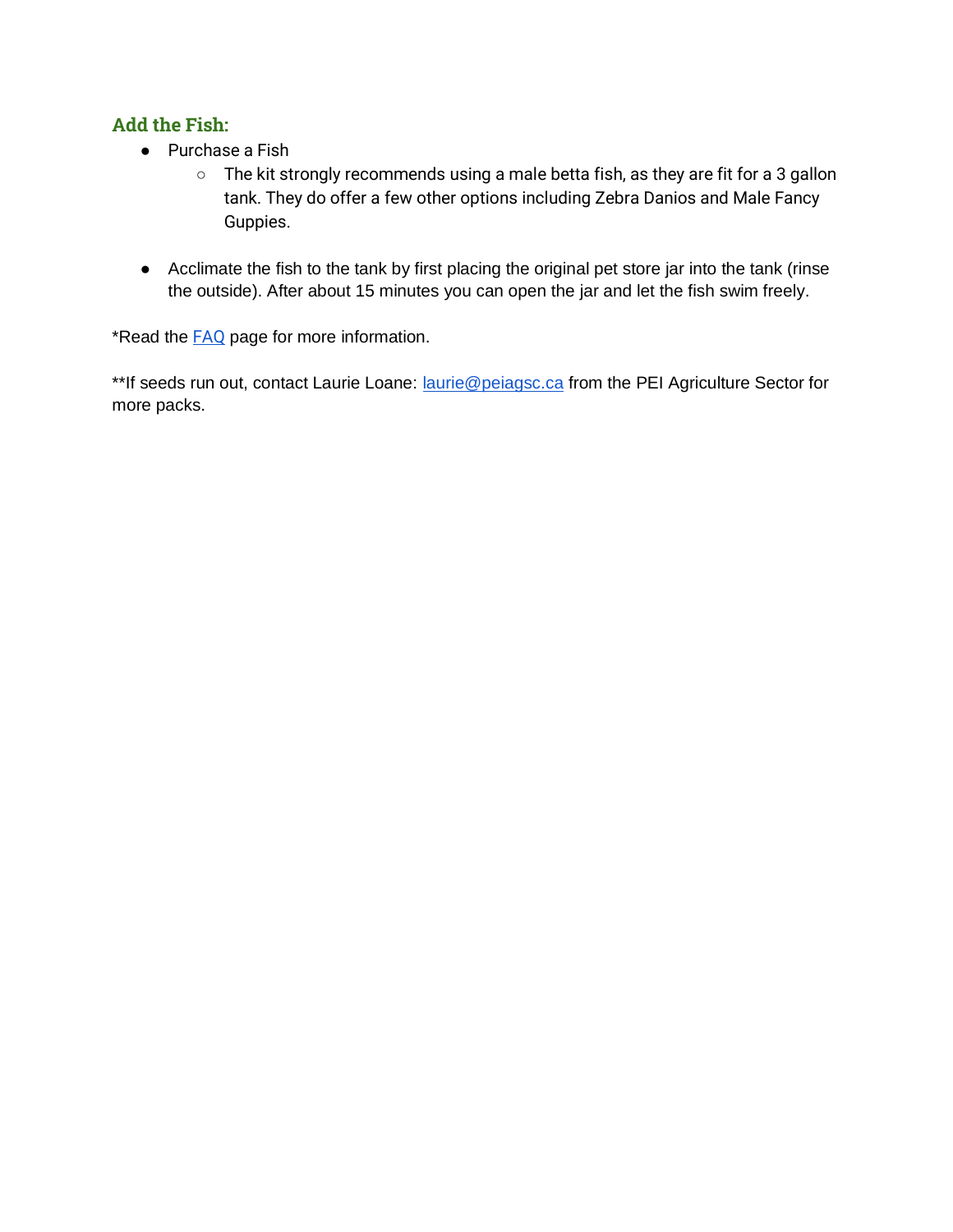### Add the Fish:

- Purchase a Fish
  - The kit strongly recommends using a male betta fish, as they are fit for a 3 gallon tank. They do offer a few other options including Zebra Danios and Male Fancy Guppies.

- Acclimate the fish to the tank by first placing the original pet store jar into the tank (rinse the outside). After about 15 minutes you can open the jar and let the fish swim freely.

*Read the [FAQ]() page for more information.

**If seeds run out, contact Laurie Loane: [laurie@peiagsc.ca](mailto:laurie@peiagsc.ca) from the PEI Agriculture Sector for more packs.